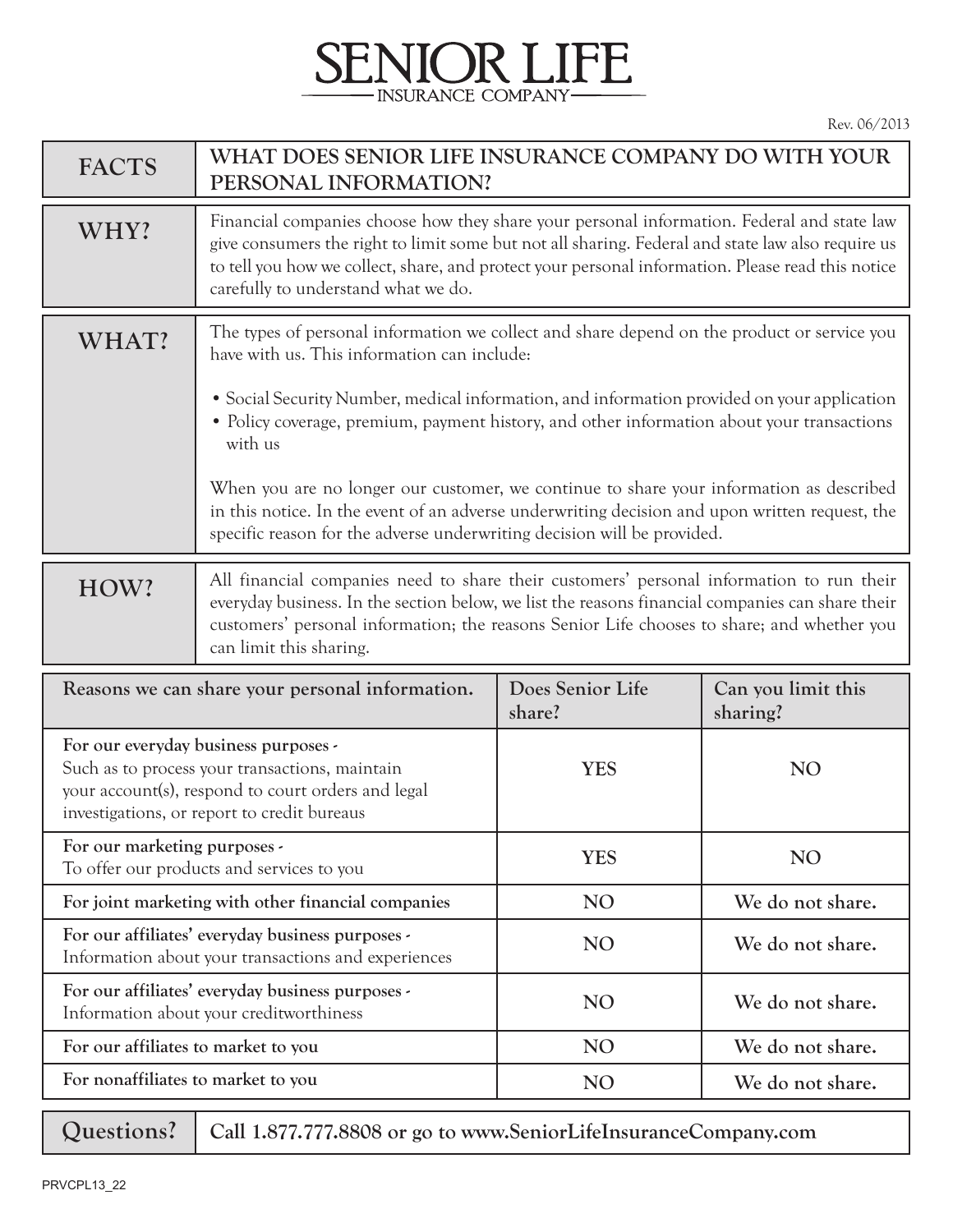# SENIOR LIFE

INSURANCE COMPANY

Rev. 06/2013

| FACTS | WHAT DOES SENIOR LIFE INSURANCE COMPANY DO WITH YOUR PERSONAL INFORMATION? |
|---|---|
| **WHY?** | Financial companies choose how they share your personal information. Federal and state law give consumers the right to limit some but not all sharing. Federal and state law also require us to tell you how we collect, share, and protect your personal information. Please read this notice carefully to understand what we do. |
| **WHAT?** | The types of personal information we collect and share depend on the product or service you have with us. This information can include:<br><br>• Social Security Number, medical information, and information provided on your application<br>• Policy coverage, premium, payment history, and other information about your transactions with us<br><br>When you are no longer our customer, we continue to share your information as described in this notice. In the event of an adverse underwriting decision and upon written request, the specific reason for the adverse underwriting decision will be provided. |
| **HOW?** | All financial companies need to share their customers' personal information to run their everyday business. In the section below, we list the reasons financial companies can share their customers' personal information; the reasons Senior Life chooses to share; and whether you can limit this sharing. |

| Reasons we can share your personal information. | Does Senior Life share? | Can you limit this sharing? |
|---|---|---|
| **For our everyday business purposes -** Such as to process your transactions, maintain your account(s), respond to court orders and legal investigations, or report to credit bureaus | YES | NO |
| **For our marketing purposes -** To offer our products and services to you | YES | NO |
| **For joint marketing with other financial companies** | NO | We do not share. |
| **For our affiliates' everyday business purposes -** Information about your transactions and experiences | NO | We do not share. |
| **For our affiliates' everyday business purposes -** Information about your creditworthiness | NO | We do not share. |
| **For our affiliates to market to you** | NO | We do not share. |
| **For nonaffiliates to market to you** | NO | We do not share. |

| Questions? | Call 1.877.777.8808 or go to www.SeniorLifeInsuranceCompany.com |
|---|---|

PRVCPL13_22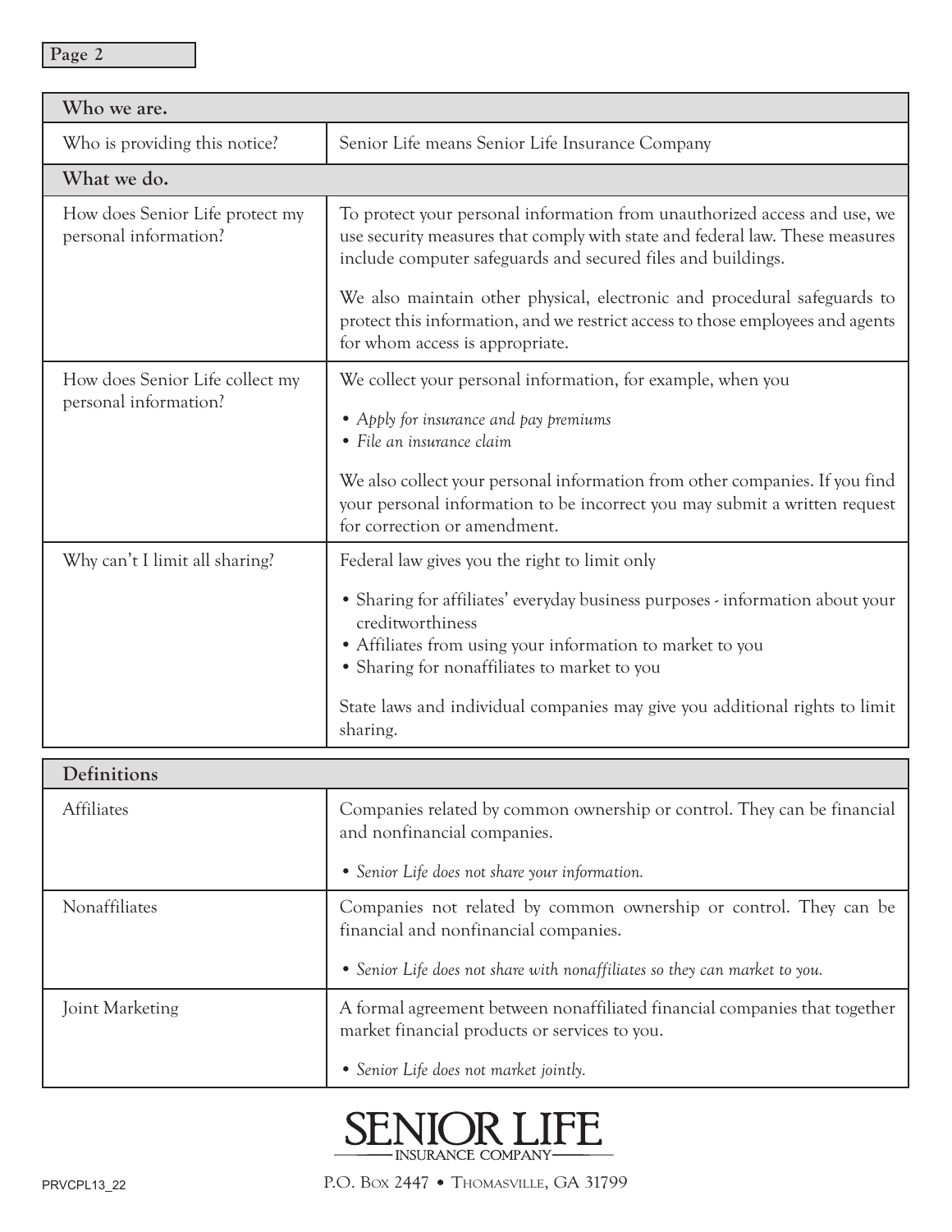| Who we are. | |
|---|---|
| Who is providing this notice? | Senior Life means Senior Life Insurance Company |
| **What we do.** | |
| How does Senior Life protect my personal information? | To protect your personal information from unauthorized access and use, we use security measures that comply with state and federal law. These measures include computer safeguards and secured files and buildings.<br><br>We also maintain other physical, electronic and procedural safeguards to protect this information, and we restrict access to those employees and agents for whom access is appropriate. |
| How does Senior Life collect my personal information? | We collect your personal information, for example, when you<br><br>• *Apply for insurance and pay premiums*<br>• *File an insurance claim*<br><br>We also collect your personal information from other companies. If you find your personal information to be incorrect you may submit a written request for correction or amendment. |
| Why can't I limit all sharing? | Federal law gives you the right to limit only<br><br>• Sharing for affiliates' everyday business purposes - information about your creditworthiness<br>• Affiliates from using your information to market to you<br>• Sharing for nonaffiliates to market to you<br><br>State laws and individual companies may give you additional rights to limit sharing. |

| Definitions | |
|---|---|
| Affiliates | Companies related by common ownership or control. They can be financial and nonfinancial companies.<br><br>• *Senior Life does not share your information.* |
| Nonaffiliates | Companies not related by common ownership or control. They can be financial and nonfinancial companies.<br><br>• *Senior Life does not share with nonaffiliates so they can market to you.* |
| Joint Marketing | A formal agreement between nonaffiliated financial companies that together market financial products or services to you.<br><br>• *Senior Life does not market jointly.* |

SENIOR LIFE
INSURANCE COMPANY

P.O. Box 2447 • Thomasville, GA 31799

PRVCPL13_22